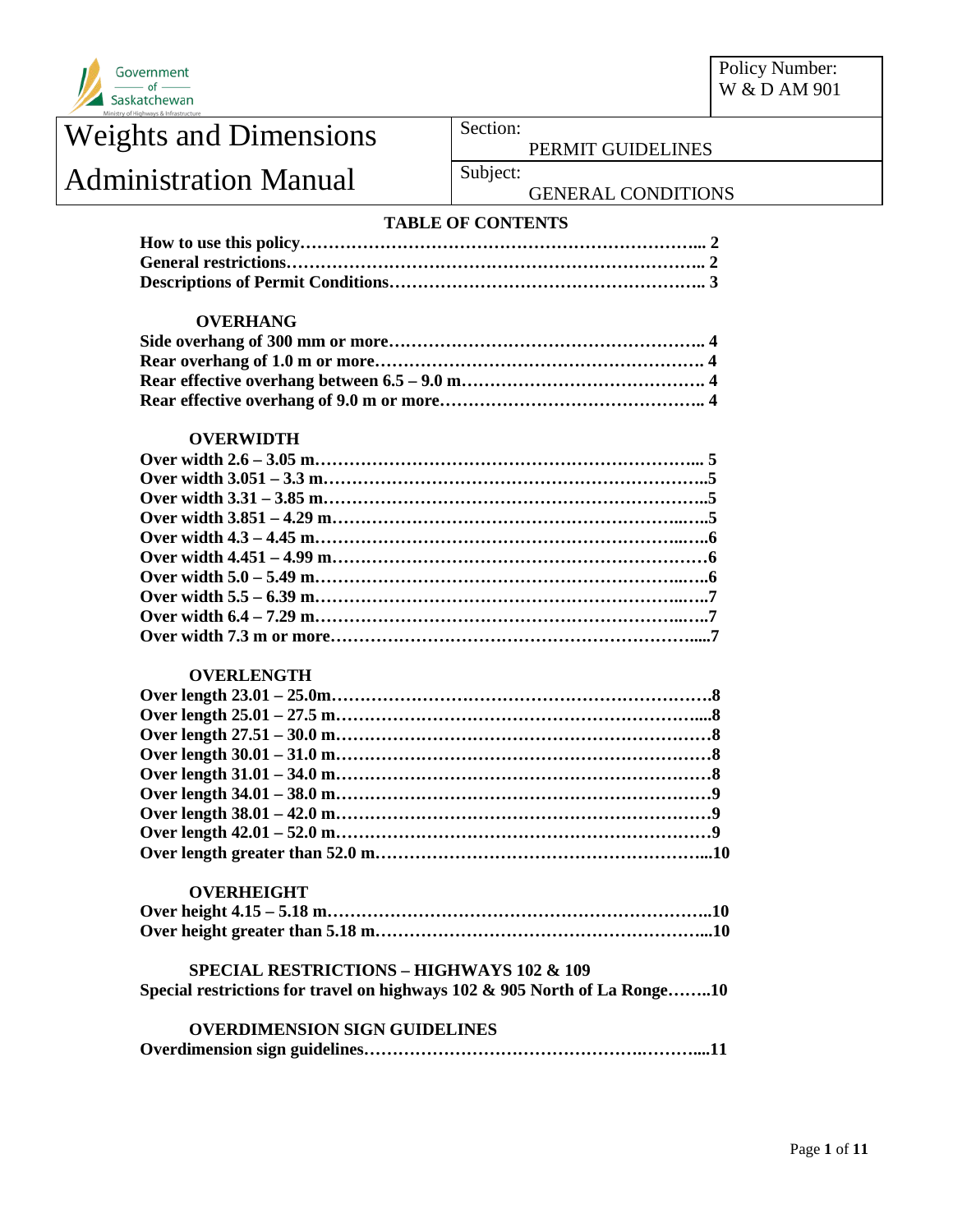Government of Saskatchewan
Ministry of Highways & Infrastructure

| Weights and Dimensions Administration Manual | Section: PERMIT GUIDELINES | Policy Number: W & D AM 901 |
|---|---|---|
| | Subject: GENERAL CONDITIONS | |

## TABLE OF CONTENTS

**How to use this policy……………………………………………………………... 2**
**General restrictions……………………………………………………………….. 2**
**Descriptions of Permit Conditions……………………………………………….. 3**

### OVERHANG

**Side overhang of 300 mm or more……………………………………………….. 4**
**Rear overhang of 1.0 m or more…………………………………………………. 4**
**Rear effective overhang between 6.5 – 9.0 m…………………………………… 4**
**Rear effective overhang of 9.0 m or more……………………………………….. 4**

### OVERWIDTH

**Over width 2.6 – 3.05 m………………………………………………………….. 5**
**Over width 3.051 – 3.3 m…………………………………………………………..5**
**Over width 3.31 – 3.85 m…………………………………………………………..5**
**Over width 3.851 – 4.29 m…………………………………………………………..5**
**Over width 4.3 – 4.45 m…………………………………………………………….6**
**Over width 4.451 – 4.99 m…………………………………………………………6**
**Over width 5.0 – 5.49 m…………………………………………………………….6**
**Over width 5.5 – 6.39 m…………………………………………………………….7**
**Over width 6.4 – 7.29 m…………………………………………………………….7**
**Over width 7.3 m or more…………………………………………………………..7**

### OVERLENGTH

**Over length 23.01 – 25.0m………………………………………………………….8**
**Over length 25.01 – 27.5 m…………………………………………………………8**
**Over length 27.51 – 30.0 m…………………………………………………………8**
**Over length 30.01 – 31.0 m…………………………………………………………8**
**Over length 31.01 – 34.0 m…………………………………………………………8**
**Over length 34.01 – 38.0 m…………………………………………………………9**
**Over length 38.01 – 42.0 m…………………………………………………………9**
**Over length 42.01 – 52.0 m…………………………………………………………9**
**Over length greater than 52.0 m…………………………………………………...10**

### OVERHEIGHT

**Over height 4.15 – 5.18 m………………………………………………………….10**
**Over height greater than 5.18 m……………………………………………………10**

### SPECIAL RESTRICTIONS – HIGHWAYS 102 & 109

**Special restrictions for travel on highways 102 & 905 North of La Ronge……..10**

### OVERDIMENSION SIGN GUIDELINES

**Overdimension sign guidelines……………………………………………………..11**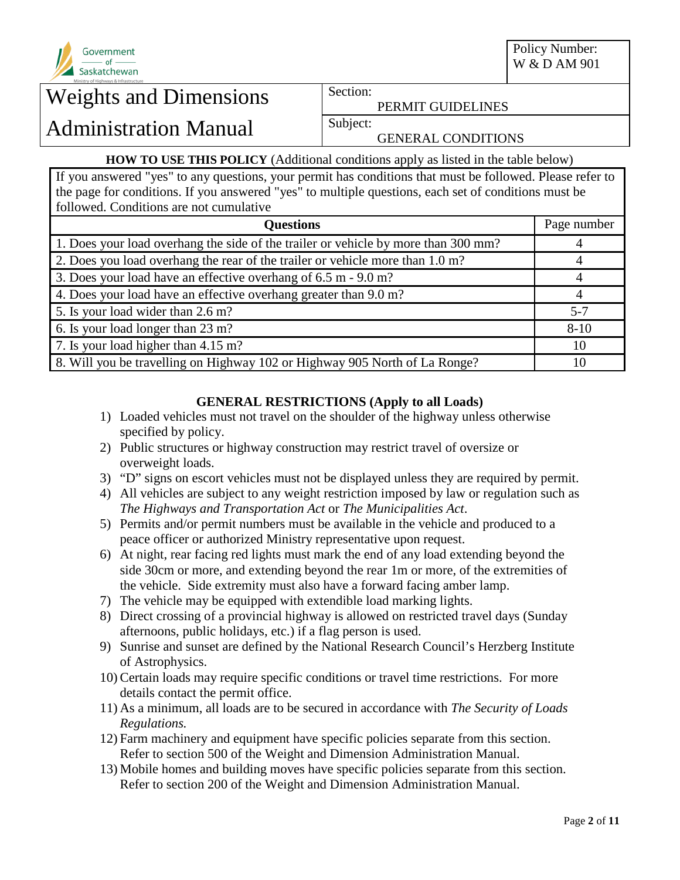Government of Saskatchewan
Ministry of Highways & Infrastructure

| Weights and Dimensions Administration Manual | Section: PERMIT GUIDELINES | Policy Number: W & D AM 901 |
|---|---|---|
| | Subject: GENERAL CONDITIONS | |

**HOW TO USE THIS POLICY** (Additional conditions apply as listed in the table below)

If you answered "yes" to any questions, your permit has conditions that must be followed. Please refer to the page for conditions. If you answered "yes" to multiple questions, each set of conditions must be followed. Conditions are not cumulative

| Questions | Page number |
|---|---|
| 1. Does your load overhang the side of the trailer or vehicle by more than 300 mm? | 4 |
| 2. Does you load overhang the rear of the trailer or vehicle more than 1.0 m? | 4 |
| 3. Does your load have an effective overhang of 6.5 m - 9.0 m? | 4 |
| 4. Does your load have an effective overhang greater than 9.0 m? | 4 |
| 5. Is your load wider than 2.6 m? | 5-7 |
| 6. Is your load longer than 23 m? | 8-10 |
| 7. Is your load higher than 4.15 m? | 10 |
| 8. Will you be travelling on Highway 102 or Highway 905 North of La Ronge? | 10 |

## GENERAL RESTRICTIONS (Apply to all Loads)

1) Loaded vehicles must not travel on the shoulder of the highway unless otherwise specified by policy.
2) Public structures or highway construction may restrict travel of oversize or overweight loads.
3) "D" signs on escort vehicles must not be displayed unless they are required by permit.
4) All vehicles are subject to any weight restriction imposed by law or regulation such as *The Highways and Transportation Act* or *The Municipalities Act*.
5) Permits and/or permit numbers must be available in the vehicle and produced to a peace officer or authorized Ministry representative upon request.
6) At night, rear facing red lights must mark the end of any load extending beyond the side 30cm or more, and extending beyond the rear 1m or more, of the extremities of the vehicle. Side extremity must also have a forward facing amber lamp.
7) The vehicle may be equipped with extendible load marking lights.
8) Direct crossing of a provincial highway is allowed on restricted travel days (Sunday afternoons, public holidays, etc.) if a flag person is used.
9) Sunrise and sunset are defined by the National Research Council's Herzberg Institute of Astrophysics.
10) Certain loads may require specific conditions or travel time restrictions. For more details contact the permit office.
11) As a minimum, all loads are to be secured in accordance with *The Security of Loads Regulations.*
12) Farm machinery and equipment have specific policies separate from this section. Refer to section 500 of the Weight and Dimension Administration Manual.
13) Mobile homes and building moves have specific policies separate from this section. Refer to section 200 of the Weight and Dimension Administration Manual.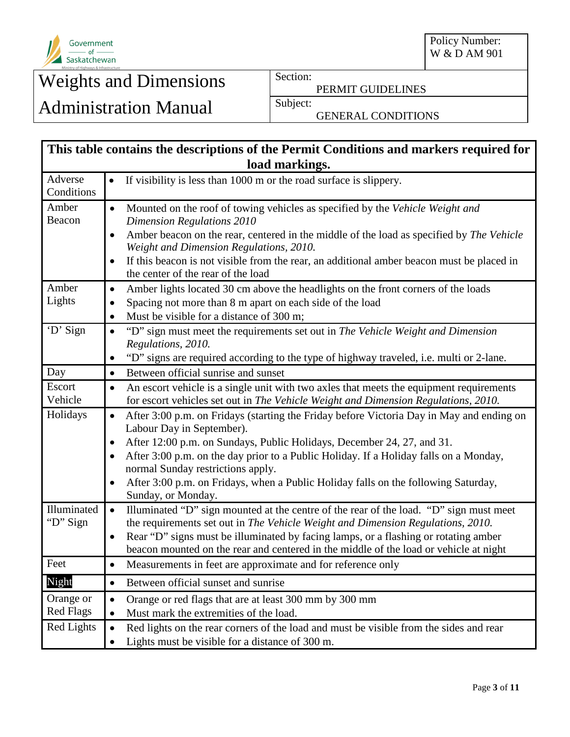Government of Saskatchewan
Ministry of Highways & Infrastructure

# Weights and Dimensions Administration Manual

| Policy Number: | W & D AM 901 |
|---|---|
| Section: | PERMIT GUIDELINES |
| Subject: | GENERAL CONDITIONS |

| This table contains the descriptions of the Permit Conditions and markers required for load markings. | |
|---|---|
| Adverse Conditions | • If visibility is less than 1000 m or the road surface is slippery. |
| Amber Beacon | • Mounted on the roof of towing vehicles as specified by the *Vehicle Weight and Dimension Regulations 2010*<br>• Amber beacon on the rear, centered in the middle of the load as specified by *The Vehicle Weight and Dimension Regulations, 2010.*<br>• If this beacon is not visible from the rear, an additional amber beacon must be placed in the center of the rear of the load |
| Amber Lights | • Amber lights located 30 cm above the headlights on the front corners of the loads<br>• Spacing not more than 8 m apart on each side of the load<br>• Must be visible for a distance of 300 m; |
| 'D' Sign | • "D" sign must meet the requirements set out in *The Vehicle Weight and Dimension Regulations, 2010.*<br>• "D" signs are required according to the type of highway traveled, i.e. multi or 2-lane. |
| Day | • Between official sunrise and sunset |
| Escort Vehicle | • An escort vehicle is a single unit with two axles that meets the equipment requirements for escort vehicles set out in *The Vehicle Weight and Dimension Regulations, 2010.* |
| Holidays | • After 3:00 p.m. on Fridays (starting the Friday before Victoria Day in May and ending on Labour Day in September).<br>• After 12:00 p.m. on Sundays, Public Holidays, December 24, 27, and 31.<br>• After 3:00 p.m. on the day prior to a Public Holiday. If a Holiday falls on a Monday, normal Sunday restrictions apply.<br>• After 3:00 p.m. on Fridays, when a Public Holiday falls on the following Saturday, Sunday, or Monday. |
| Illuminated "D" Sign | • Illuminated "D" sign mounted at the centre of the rear of the load. "D" sign must meet the requirements set out in *The Vehicle Weight and Dimension Regulations, 2010.*<br>• Rear "D" signs must be illuminated by facing lamps, or a flashing or rotating amber beacon mounted on the rear and centered in the middle of the load or vehicle at night |
| Feet | • Measurements in feet are approximate and for reference only |
| Night | • Between official sunset and sunrise |
| Orange or Red Flags | • Orange or red flags that are at least 300 mm by 300 mm<br>• Must mark the extremities of the load. |
| Red Lights | • Red lights on the rear corners of the load and must be visible from the sides and rear<br>• Lights must be visible for a distance of 300 m. |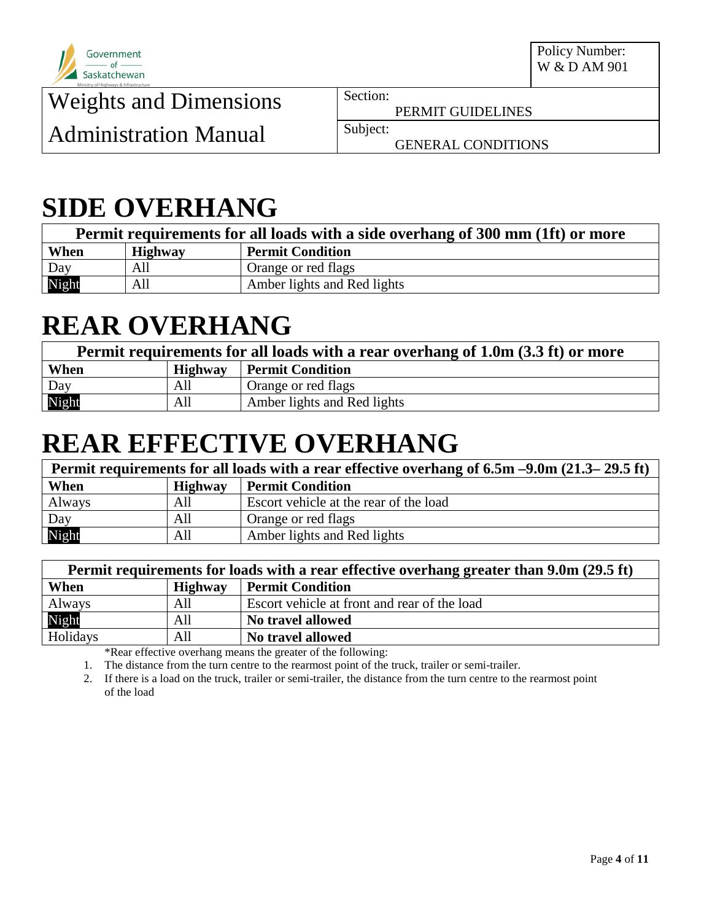# SIDE OVERHANG

| Permit requirements for all loads with a side overhang of 300 mm (1ft) or more | | |
|---|---|---|
| **When** | **Highway** | **Permit Condition** |
| Day | All | Orange or red flags |
| Night | All | Amber lights and Red lights |

# REAR OVERHANG

| Permit requirements for all loads with a rear overhang of 1.0m (3.3 ft) or more | | |
|---|---|---|
| **When** | **Highway** | **Permit Condition** |
| Day | All | Orange or red flags |
| Night | All | Amber lights and Red lights |

# REAR EFFECTIVE OVERHANG

| Permit requirements for all loads with a rear effective overhang of 6.5m –9.0m (21.3– 29.5 ft) | | |
|---|---|---|
| **When** | **Highway** | **Permit Condition** |
| Always | All | Escort vehicle at the rear of the load |
| Day | All | Orange or red flags |
| Night | All | Amber lights and Red lights |

| Permit requirements for loads with a rear effective overhang greater than 9.0m (29.5 ft) | | |
|---|---|---|
| **When** | **Highway** | **Permit Condition** |
| Always | All | Escort vehicle at front and rear of the load |
| Night | All | **No travel allowed** |
| Holidays | All | **No travel allowed** |

*Rear effective overhang means the greater of the following:

1. The distance from the turn centre to the rearmost point of the truck, trailer or semi-trailer.
2. If there is a load on the truck, trailer or semi-trailer, the distance from the turn centre to the rearmost point of the load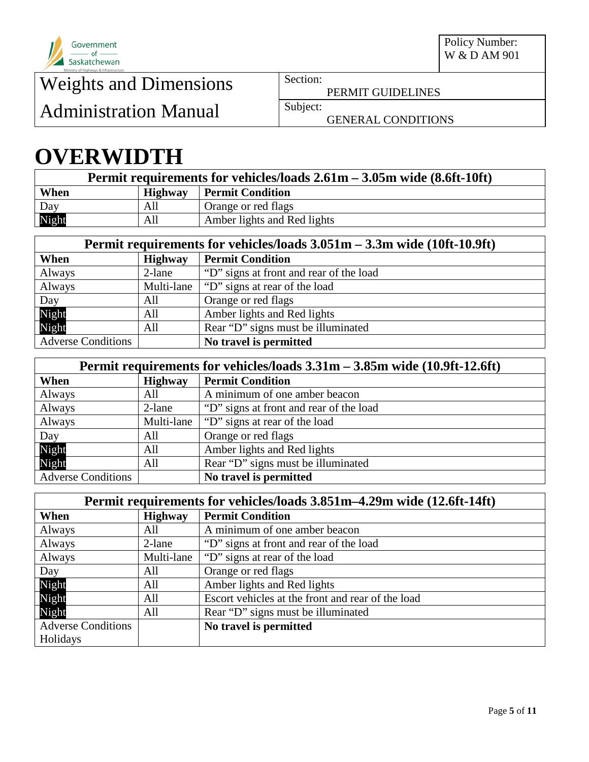# OVERWIDTH

| Permit requirements for vehicles/loads 2.61m – 3.05m wide (8.6ft-10ft) | | |
|---|---|---|
| **When** | **Highway** | **Permit Condition** |
| Day | All | Orange or red flags |
| Night | All | Amber lights and Red lights |

| Permit requirements for vehicles/loads 3.051m – 3.3m wide (10ft-10.9ft) | | |
|---|---|---|
| **When** | **Highway** | **Permit Condition** |
| Always | 2-lane | "D" signs at front and rear of the load |
| Always | Multi-lane | "D" signs at rear of the load |
| Day | All | Orange or red flags |
| Night | All | Amber lights and Red lights |
| Night | All | Rear "D" signs must be illuminated |
| Adverse Conditions | | **No travel is permitted** |

| Permit requirements for vehicles/loads 3.31m – 3.85m wide (10.9ft-12.6ft) | | |
|---|---|---|
| **When** | **Highway** | **Permit Condition** |
| Always | All | A minimum of one amber beacon |
| Always | 2-lane | "D" signs at front and rear of the load |
| Always | Multi-lane | "D" signs at rear of the load |
| Day | All | Orange or red flags |
| Night | All | Amber lights and Red lights |
| Night | All | Rear "D" signs must be illuminated |
| Adverse Conditions | | **No travel is permitted** |

| Permit requirements for vehicles/loads 3.851m–4.29m wide (12.6ft-14ft) | | |
|---|---|---|
| **When** | **Highway** | **Permit Condition** |
| Always | All | A minimum of one amber beacon |
| Always | 2-lane | "D" signs at front and rear of the load |
| Always | Multi-lane | "D" signs at rear of the load |
| Day | All | Orange or red flags |
| Night | All | Amber lights and Red lights |
| Night | All | Escort vehicles at the front and rear of the load |
| Night | All | Rear "D" signs must be illuminated |
| Adverse Conditions Holidays | | **No travel is permitted** |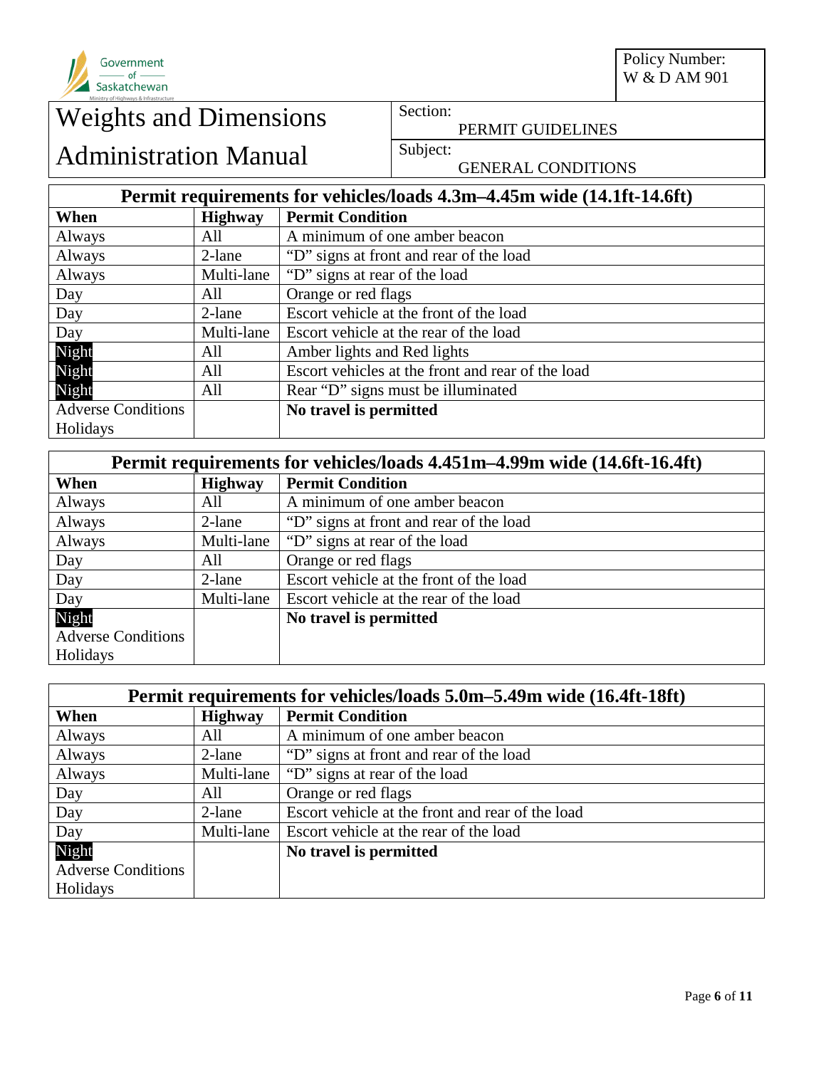Government of Saskatchewan

| Policy Number: W & D AM 901 |
|---|

# Weights and Dimensions Administration Manual

| Section: | PERMIT GUIDELINES |
|---|---|
| Subject: | GENERAL CONDITIONS |

| Permit requirements for vehicles/loads 4.3m–4.45m wide (14.1ft-14.6ft) | | |
|---|---|---|
| **When** | **Highway** | **Permit Condition** |
| Always | All | A minimum of one amber beacon |
| Always | 2-lane | "D" signs at front and rear of the load |
| Always | Multi-lane | "D" signs at rear of the load |
| Day | All | Orange or red flags |
| Day | 2-lane | Escort vehicle at the front of the load |
| Day | Multi-lane | Escort vehicle at the rear of the load |
| Night | All | Amber lights and Red lights |
| Night | All | Escort vehicles at the front and rear of the load |
| Night | All | Rear "D" signs must be illuminated |
| Adverse Conditions Holidays | | **No travel is permitted** |

| Permit requirements for vehicles/loads 4.451m–4.99m wide (14.6ft-16.4ft) | | |
|---|---|---|
| **When** | **Highway** | **Permit Condition** |
| Always | All | A minimum of one amber beacon |
| Always | 2-lane | "D" signs at front and rear of the load |
| Always | Multi-lane | "D" signs at rear of the load |
| Day | All | Orange or red flags |
| Day | 2-lane | Escort vehicle at the front of the load |
| Day | Multi-lane | Escort vehicle at the rear of the load |
| Night Adverse Conditions Holidays | | **No travel is permitted** |

| Permit requirements for vehicles/loads 5.0m–5.49m wide (16.4ft-18ft) | | |
|---|---|---|
| **When** | **Highway** | **Permit Condition** |
| Always | All | A minimum of one amber beacon |
| Always | 2-lane | "D" signs at front and rear of the load |
| Always | Multi-lane | "D" signs at rear of the load |
| Day | All | Orange or red flags |
| Day | 2-lane | Escort vehicle at the front and rear of the load |
| Day | Multi-lane | Escort vehicle at the rear of the load |
| Night Adverse Conditions Holidays | | **No travel is permitted** |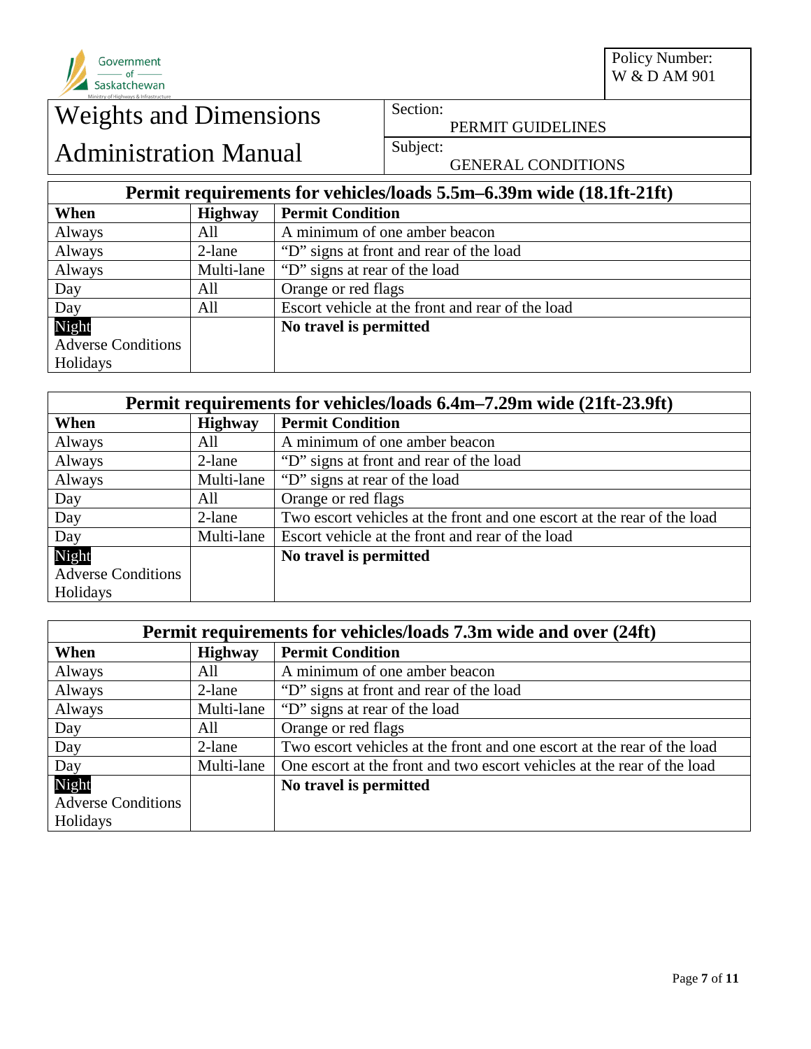# Weights and Dimensions Administration Manual

Policy Number: W & D AM 901

Section: PERMIT GUIDELINES

Subject: GENERAL CONDITIONS

| Permit requirements for vehicles/loads 5.5m–6.39m wide (18.1ft-21ft) | | |
|---|---|---|
| **When** | **Highway** | **Permit Condition** |
| Always | All | A minimum of one amber beacon |
| Always | 2-lane | "D" signs at front and rear of the load |
| Always | Multi-lane | "D" signs at rear of the load |
| Day | All | Orange or red flags |
| Day | All | Escort vehicle at the front and rear of the load |
| Night<br>Adverse Conditions<br>Holidays | | **No travel is permitted** |

| Permit requirements for vehicles/loads 6.4m–7.29m wide (21ft-23.9ft) | | |
|---|---|---|
| **When** | **Highway** | **Permit Condition** |
| Always | All | A minimum of one amber beacon |
| Always | 2-lane | "D" signs at front and rear of the load |
| Always | Multi-lane | "D" signs at rear of the load |
| Day | All | Orange or red flags |
| Day | 2-lane | Two escort vehicles at the front and one escort at the rear of the load |
| Day | Multi-lane | Escort vehicle at the front and rear of the load |
| Night<br>Adverse Conditions<br>Holidays | | **No travel is permitted** |

| Permit requirements for vehicles/loads 7.3m wide and over (24ft) | | |
|---|---|---|
| **When** | **Highway** | **Permit Condition** |
| Always | All | A minimum of one amber beacon |
| Always | 2-lane | "D" signs at front and rear of the load |
| Always | Multi-lane | "D" signs at rear of the load |
| Day | All | Orange or red flags |
| Day | 2-lane | Two escort vehicles at the front and one escort at the rear of the load |
| Day | Multi-lane | One escort at the front and two escort vehicles at the rear of the load |
| Night<br>Adverse Conditions<br>Holidays | | **No travel is permitted** |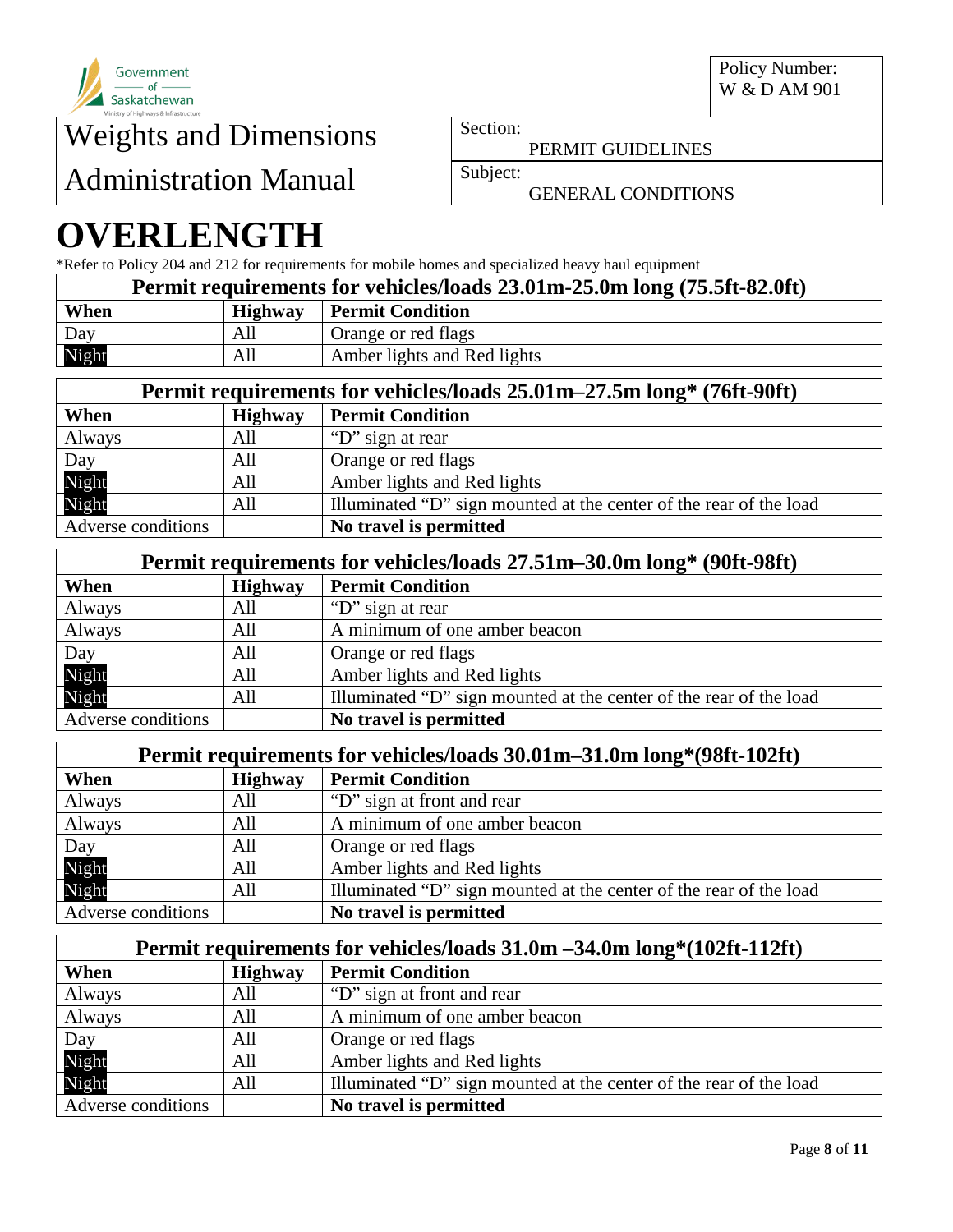Weights and Dimensions Administration Manual

Policy Number: W & D AM 901

Section: PERMIT GUIDELINES

Subject: GENERAL CONDITIONS

# OVERLENGTH

*Refer to Policy 204 and 212 for requirements for mobile homes and specialized heavy haul equipment

| Permit requirements for vehicles/loads 23.01m-25.0m long (75.5ft-82.0ft) | | |
|---|---|---|
| **When** | **Highway** | **Permit Condition** |
| Day | All | Orange or red flags |
| Night | All | Amber lights and Red lights |

| Permit requirements for vehicles/loads 25.01m–27.5m long* (76ft-90ft) | | |
|---|---|---|
| **When** | **Highway** | **Permit Condition** |
| Always | All | "D" sign at rear |
| Day | All | Orange or red flags |
| Night | All | Amber lights and Red lights |
| Night | All | Illuminated "D" sign mounted at the center of the rear of the load |
| Adverse conditions | | **No travel is permitted** |

| Permit requirements for vehicles/loads 27.51m–30.0m long* (90ft-98ft) | | |
|---|---|---|
| **When** | **Highway** | **Permit Condition** |
| Always | All | "D" sign at rear |
| Always | All | A minimum of one amber beacon |
| Day | All | Orange or red flags |
| Night | All | Amber lights and Red lights |
| Night | All | Illuminated "D" sign mounted at the center of the rear of the load |
| Adverse conditions | | **No travel is permitted** |

| Permit requirements for vehicles/loads 30.01m–31.0m long*(98ft-102ft) | | |
|---|---|---|
| **When** | **Highway** | **Permit Condition** |
| Always | All | "D" sign at front and rear |
| Always | All | A minimum of one amber beacon |
| Day | All | Orange or red flags |
| Night | All | Amber lights and Red lights |
| Night | All | Illuminated "D" sign mounted at the center of the rear of the load |
| Adverse conditions | | **No travel is permitted** |

| Permit requirements for vehicles/loads 31.0m –34.0m long*(102ft-112ft) | | |
|---|---|---|
| **When** | **Highway** | **Permit Condition** |
| Always | All | "D" sign at front and rear |
| Always | All | A minimum of one amber beacon |
| Day | All | Orange or red flags |
| Night | All | Amber lights and Red lights |
| Night | All | Illuminated "D" sign mounted at the center of the rear of the load |
| Adverse conditions | | **No travel is permitted** |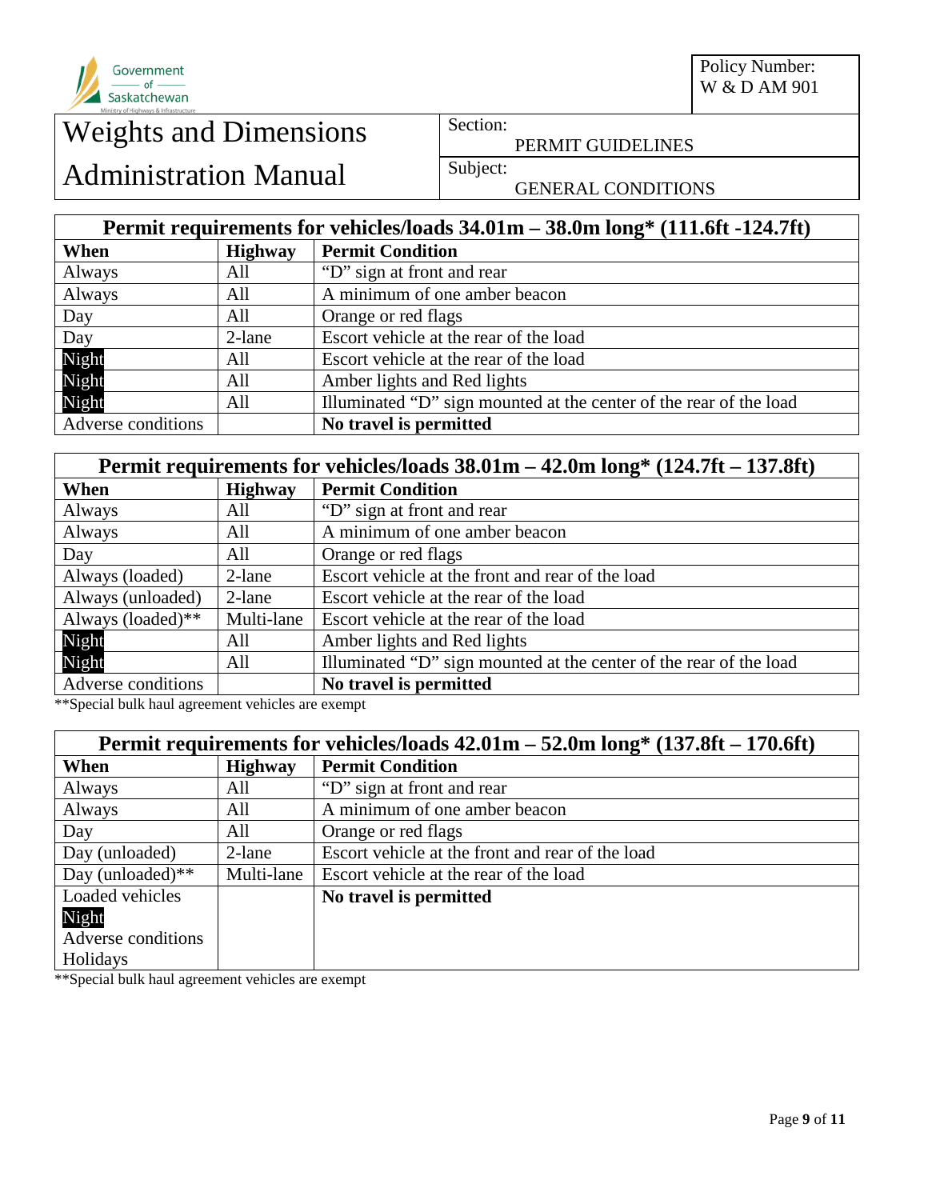| Permit requirements for vehicles/loads 34.01m – 38.0m long* (111.6ft -124.7ft) | | |
|---|---|---|
| **When** | **Highway** | **Permit Condition** |
| Always | All | "D" sign at front and rear |
| Always | All | A minimum of one amber beacon |
| Day | All | Orange or red flags |
| Day | 2-lane | Escort vehicle at the rear of the load |
| Night | All | Escort vehicle at the rear of the load |
| Night | All | Amber lights and Red lights |
| Night | All | Illuminated "D" sign mounted at the center of the rear of the load |
| Adverse conditions | | **No travel is permitted** |

| Permit requirements for vehicles/loads 38.01m – 42.0m long* (124.7ft – 137.8ft) | | |
|---|---|---|
| **When** | **Highway** | **Permit Condition** |
| Always | All | "D" sign at front and rear |
| Always | All | A minimum of one amber beacon |
| Day | All | Orange or red flags |
| Always (loaded) | 2-lane | Escort vehicle at the front and rear of the load |
| Always (unloaded) | 2-lane | Escort vehicle at the rear of the load |
| Always (loaded)** | Multi-lane | Escort vehicle at the rear of the load |
| Night | All | Amber lights and Red lights |
| Night | All | Illuminated "D" sign mounted at the center of the rear of the load |
| Adverse conditions | | **No travel is permitted** |

**Special bulk haul agreement vehicles are exempt

| Permit requirements for vehicles/loads 42.01m – 52.0m long* (137.8ft – 170.6ft) | | |
|---|---|---|
| **When** | **Highway** | **Permit Condition** |
| Always | All | "D" sign at front and rear |
| Always | All | A minimum of one amber beacon |
| Day | All | Orange or red flags |
| Day (unloaded) | 2-lane | Escort vehicle at the front and rear of the load |
| Day (unloaded)** | Multi-lane | Escort vehicle at the rear of the load |
| Loaded vehicles<br>Night<br>Adverse conditions<br>Holidays | | **No travel is permitted** |

**Special bulk haul agreement vehicles are exempt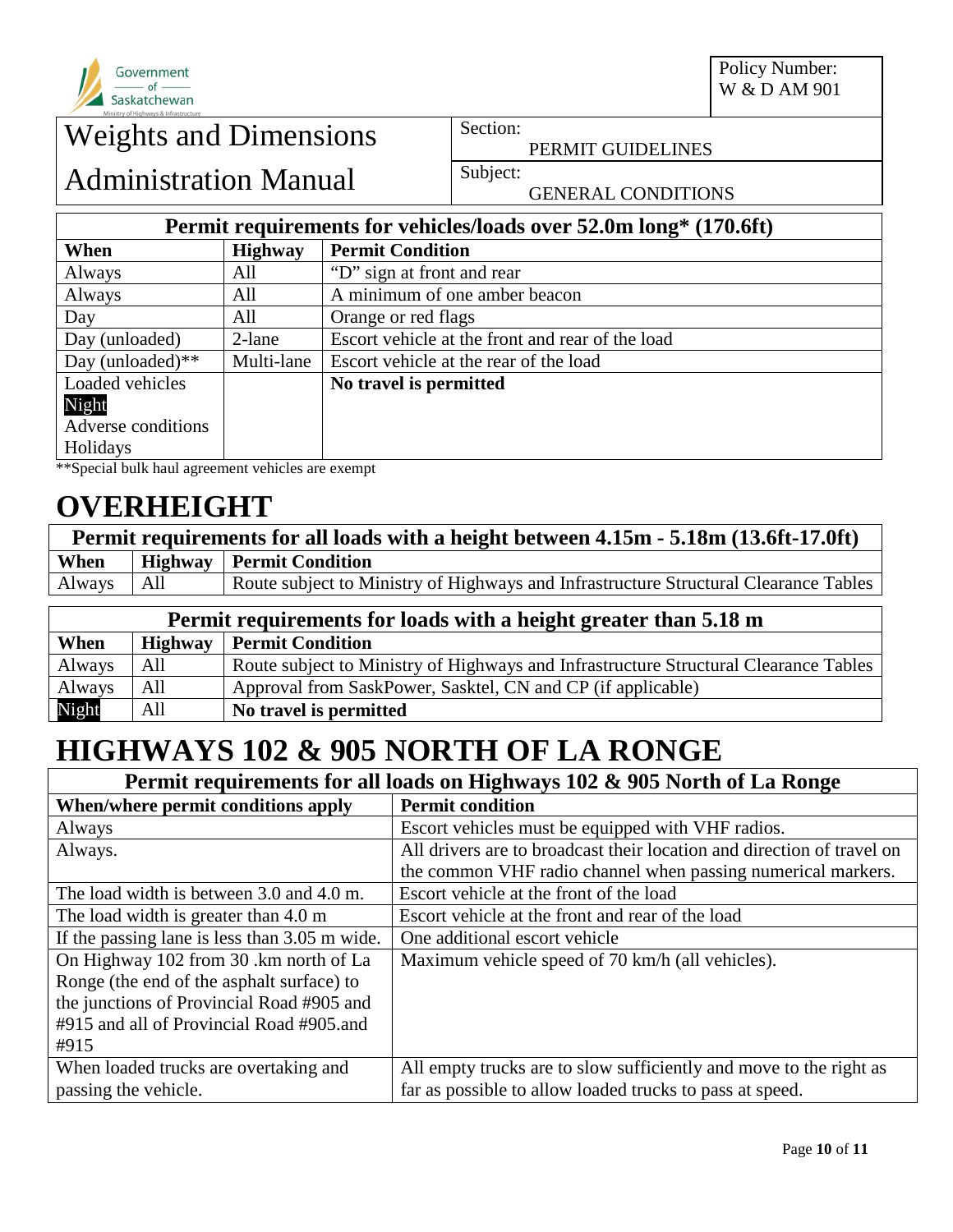| Permit requirements for vehicles/loads over 52.0m long* (170.6ft) | | |
|---|---|---|
| **When** | **Highway** | **Permit Condition** |
| Always | All | "D" sign at front and rear |
| Always | All | A minimum of one amber beacon |
| Day | All | Orange or red flags |
| Day (unloaded) | 2-lane | Escort vehicle at the front and rear of the load |
| Day (unloaded)** | Multi-lane | Escort vehicle at the rear of the load |
| Loaded vehicles<br>Night<br>Adverse conditions<br>Holidays | | **No travel is permitted** |

**Special bulk haul agreement vehicles are exempt

# OVERHEIGHT

| Permit requirements for all loads with a height between 4.15m - 5.18m (13.6ft-17.0ft) | | |
|---|---|---|
| **When** | **Highway** | **Permit Condition** |
| Always | All | Route subject to Ministry of Highways and Infrastructure Structural Clearance Tables |

| Permit requirements for loads with a height greater than 5.18 m | | |
|---|---|---|
| **When** | **Highway** | **Permit Condition** |
| Always | All | Route subject to Ministry of Highways and Infrastructure Structural Clearance Tables |
| Always | All | Approval from SaskPower, Sasktel, CN and CP (if applicable) |
| Night | All | **No travel is permitted** |

# HIGHWAYS 102 & 905 NORTH OF LA RONGE

| Permit requirements for all loads on Highways 102 & 905 North of La Ronge | |
|---|---|
| **When/where permit conditions apply** | **Permit condition** |
| Always | Escort vehicles must be equipped with VHF radios. |
| Always. | All drivers are to broadcast their location and direction of travel on the common VHF radio channel when passing numerical markers. |
| The load width is between 3.0 and 4.0 m. | Escort vehicle at the front of the load |
| The load width is greater than 4.0 m | Escort vehicle at the front and rear of the load |
| If the passing lane is less than 3.05 m wide. | One additional escort vehicle |
| On Highway 102 from 30 .km north of La Ronge (the end of the asphalt surface) to the junctions of Provincial Road #905 and #915 and all of Provincial Road #905.and #915 | Maximum vehicle speed of 70 km/h (all vehicles). |
| When loaded trucks are overtaking and passing the vehicle. | All empty trucks are to slow sufficiently and move to the right as far as possible to allow loaded trucks to pass at speed. |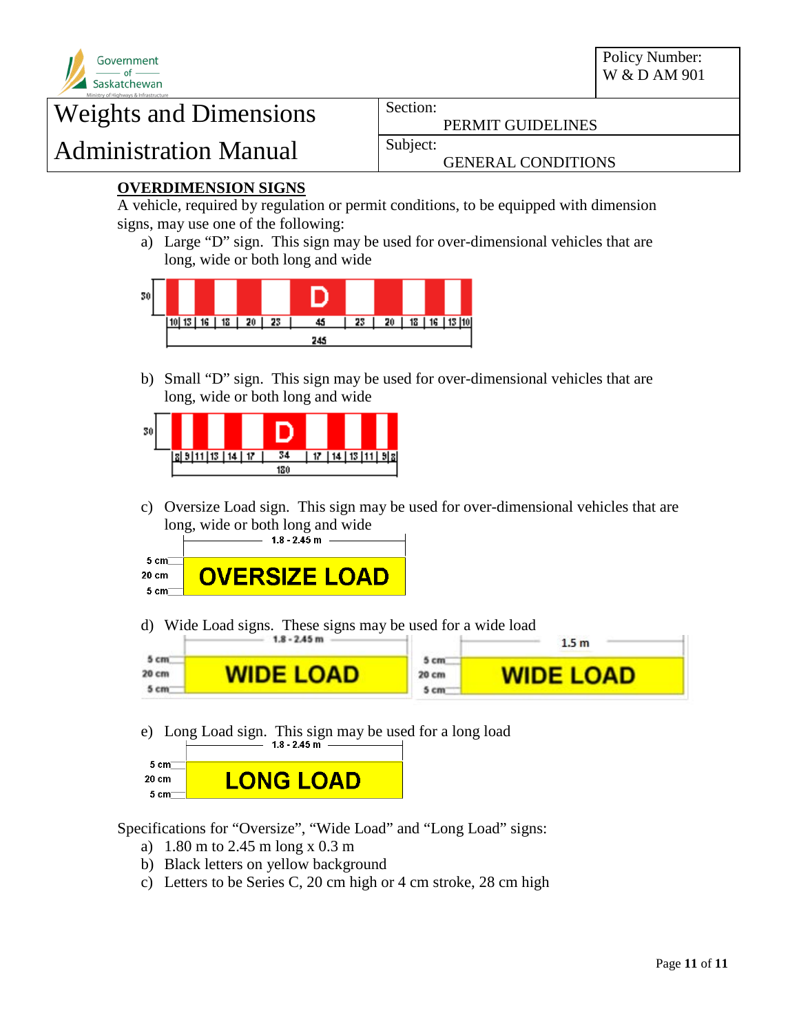## OVERDIMENSION SIGNS

A vehicle, required by regulation or permit conditions, to be equipped with dimension signs, may use one of the following:

a) Large "D" sign. This sign may be used for over-dimensional vehicles that are long, wide or both long and wide

30

D

10 | 13 | 16 | 18 | 20 | 23 | 45 | 23 | 20 | 18 | 16 | 13 | 10

245

b) Small "D" sign. This sign may be used for over-dimensional vehicles that are long, wide or both long and wide

30

D

8 | 9 | 11 | 13 | 14 | 17 | 34 | 17 | 14 | 13 | 11 | 9 | 8

180

c) Oversize Load sign. This sign may be used for over-dimensional vehicles that are long, wide or both long and wide

1.8 - 2.45 m

5 cm
20 cm
5 cm

OVERSIZE LOAD

d) Wide Load signs. These signs may be used for a wide load

1.8 - 2.45 m

5 cm
20 cm
5 cm

WIDE LOAD

1.5 m

5 cm
20 cm
5 cm

WIDE LOAD

e) Long Load sign. This sign may be used for a long load

1.8 - 2.45 m

5 cm
20 cm
5 cm

LONG LOAD

Specifications for "Oversize", "Wide Load" and "Long Load" signs:

a) 1.80 m to 2.45 m long x 0.3 m
b) Black letters on yellow background
c) Letters to be Series C, 20 cm high or 4 cm stroke, 28 cm high